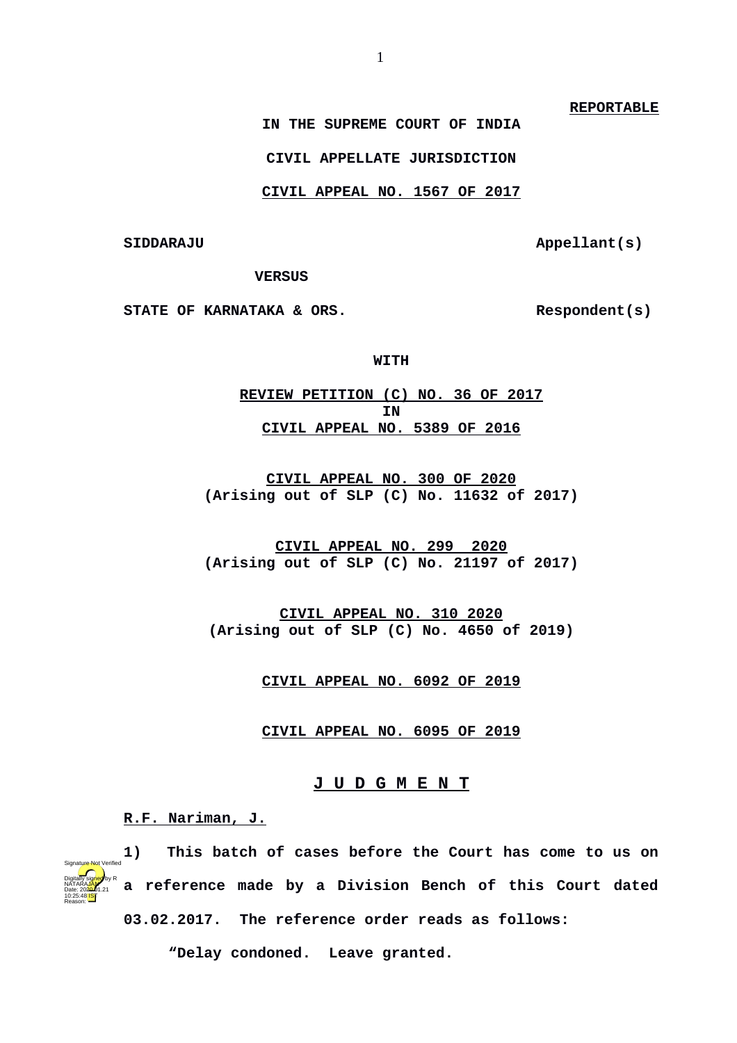**REPORTABLE**

**IN THE SUPREME COURT OF INDIA**

**CIVIL APPELLATE JURISDICTION**

**CIVIL APPEAL NO. 1567 OF 2017**

**SIDDARAJU** **Appellant(s)**

**VERSUS**

**STATE OF KARNATAKA & ORS.** **Respondent(s)**

**WITH**

**REVIEW PETITION (C) NO. 36 OF 2017**
**IN**
**CIVIL APPEAL NO. 5389 OF 2016**

**CIVIL APPEAL NO. 300 OF 2020**
**(Arising out of SLP (C) No. 11632 of 2017)**

**CIVIL APPEAL NO. 299 2020**
**(Arising out of SLP (C) No. 21197 of 2017)**

**CIVIL APPEAL NO. 310 2020**
**(Arising out of SLP (C) No. 4650 of 2019)**

**CIVIL APPEAL NO. 6092 OF 2019**

**CIVIL APPEAL NO. 6095 OF 2019**

**J U D G M E N T**

**R.F. Nariman, J.**

**1) This batch of cases before the Court has come to us on a reference made by a Division Bench of this Court dated 03.02.2017. The reference order reads as follows:**

> **"Delay condoned. Leave granted.**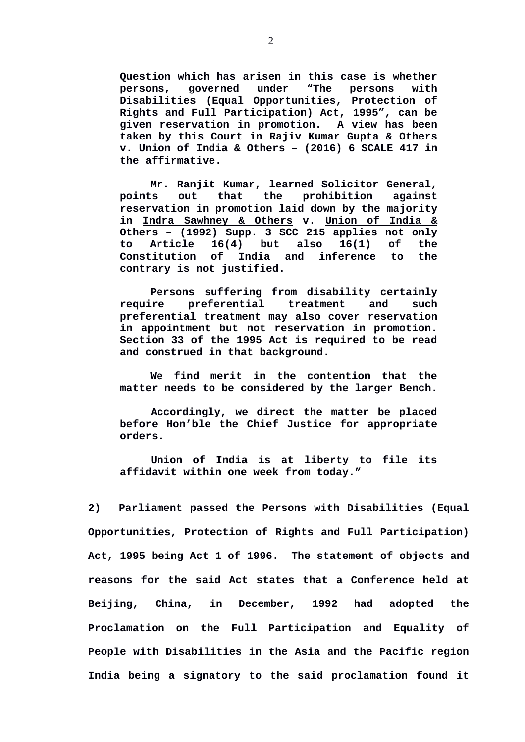**Question which has arisen in this case is whether persons, governed under "The persons with Disabilities (Equal Opportunities, Protection of Rights and Full Participation) Act, 1995", can be given reservation in promotion. A view has been taken by this Court in Rajiv Kumar Gupta & Others v. Union of India & Others – (2016) 6 SCALE 417 in the affirmative.**

**Mr. Ranjit Kumar, learned Solicitor General, points out that the prohibition against reservation in promotion laid down by the majority in Indra Sawhney & Others v. Union of India & Others – (1992) Supp. 3 SCC 215 applies not only to Article 16(4) but also 16(1) of the Constitution of India and inference to the contrary is not justified.**

**Persons suffering from disability certainly require preferential treatment and such preferential treatment may also cover reservation in appointment but not reservation in promotion. Section 33 of the 1995 Act is required to be read and construed in that background.**

**We find merit in the contention that the matter needs to be considered by the larger Bench.**

**Accordingly, we direct the matter be placed before Hon'ble the Chief Justice for appropriate orders.**

**Union of India is at liberty to file its affidavit within one week from today."**

**2) Parliament passed the Persons with Disabilities (Equal Opportunities, Protection of Rights and Full Participation) Act, 1995 being Act 1 of 1996. The statement of objects and reasons for the said Act states that a Conference held at Beijing, China, in December, 1992 had adopted the Proclamation on the Full Participation and Equality of People with Disabilities in the Asia and the Pacific region India being a signatory to the said proclamation found it**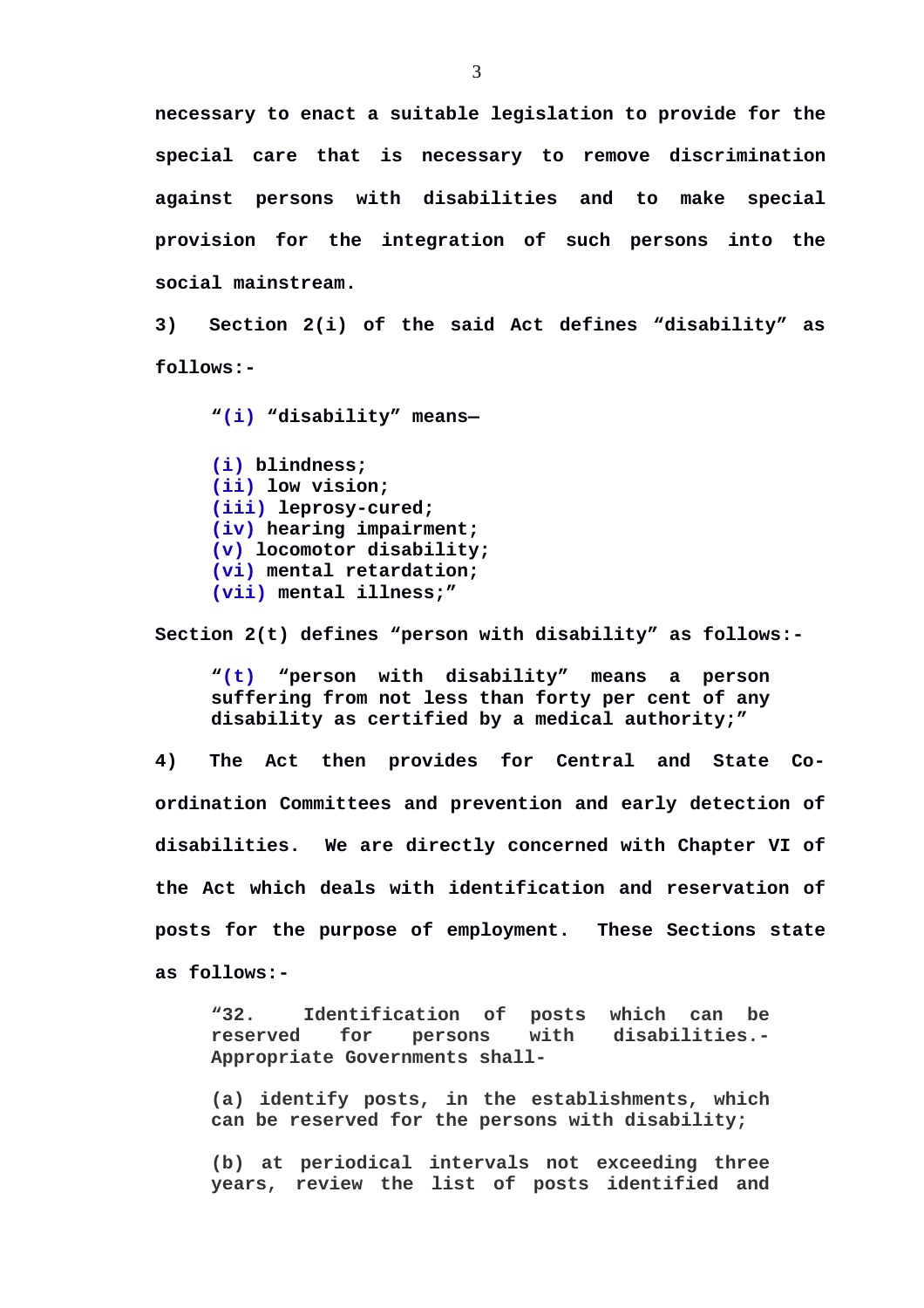**necessary to enact a suitable legislation to provide for the special care that is necessary to remove discrimination against persons with disabilities and to make special provision for the integration of such persons into the social mainstream.**

**3) Section 2(i) of the said Act defines "disability" as follows:-**

> **"(i) "disability" means—**
>
> **(i) blindness;**
> **(ii) low vision;**
> **(iii) leprosy-cured;**
> **(iv) hearing impairment;**
> **(v) locomotor disability;**
> **(vi) mental retardation;**
> **(vii) mental illness;"**

**Section 2(t) defines "person with disability" as follows:-**

> **"(t) "person with disability" means a person suffering from not less than forty per cent of any disability as certified by a medical authority;"**

**4) The Act then provides for Central and State Co-ordination Committees and prevention and early detection of disabilities. We are directly concerned with Chapter VI of the Act which deals with identification and reservation of posts for the purpose of employment. These Sections state as follows:-**

> **"32. Identification of posts which can be reserved for persons with disabilities.- Appropriate Governments shall-**
>
> **(a) identify posts, in the establishments, which can be reserved for the persons with disability;**
>
> **(b) at periodical intervals not exceeding three years, review the list of posts identified and**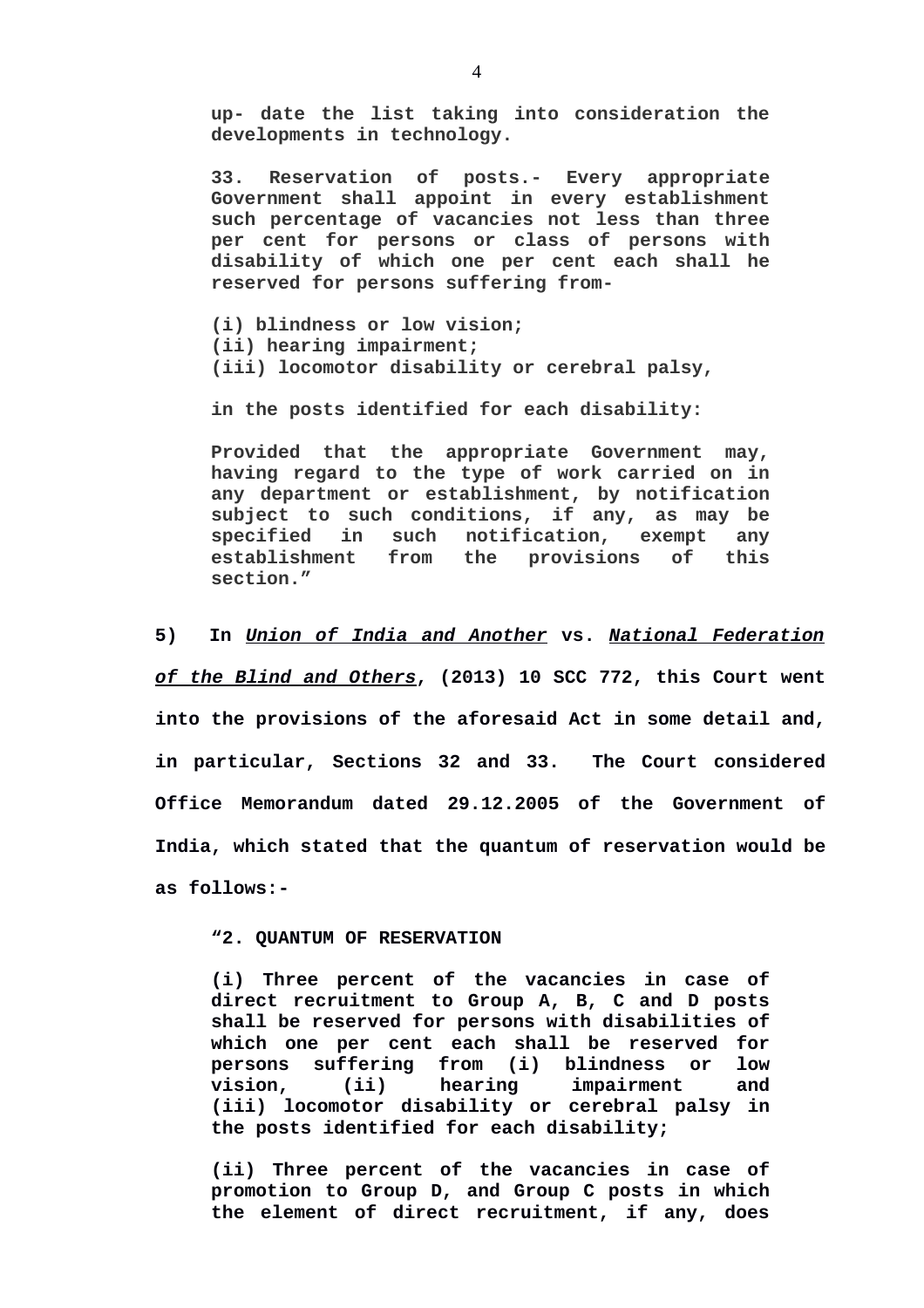**up- date the list taking into consideration the developments in technology.**

**33. Reservation of posts.- Every appropriate Government shall appoint in every establishment such percentage of vacancies not less than three per cent for persons or class of persons with disability of which one per cent each shall he reserved for persons suffering from-**

**(i) blindness or low vision;**
**(ii) hearing impairment;**
**(iii) locomotor disability or cerebral palsy,**

**in the posts identified for each disability:**

**Provided that the appropriate Government may, having regard to the type of work carried on in any department or establishment, by notification subject to such conditions, if any, as may be specified in such notification, exempt any establishment from the provisions of this section."**

**5) In *Union of India and Another* vs. *National Federation of the Blind and Others*, (2013) 10 SCC 772, this Court went into the provisions of the aforesaid Act in some detail and, in particular, Sections 32 and 33. The Court considered Office Memorandum dated 29.12.2005 of the Government of India, which stated that the quantum of reservation would be as follows:-**

**"2. QUANTUM OF RESERVATION**

**(i) Three percent of the vacancies in case of direct recruitment to Group A, B, C and D posts shall be reserved for persons with disabilities of which one per cent each shall be reserved for persons suffering from (i) blindness or low vision, (ii) hearing impairment and (iii) locomotor disability or cerebral palsy in the posts identified for each disability;**

**(ii) Three percent of the vacancies in case of promotion to Group D, and Group C posts in which the element of direct recruitment, if any, does**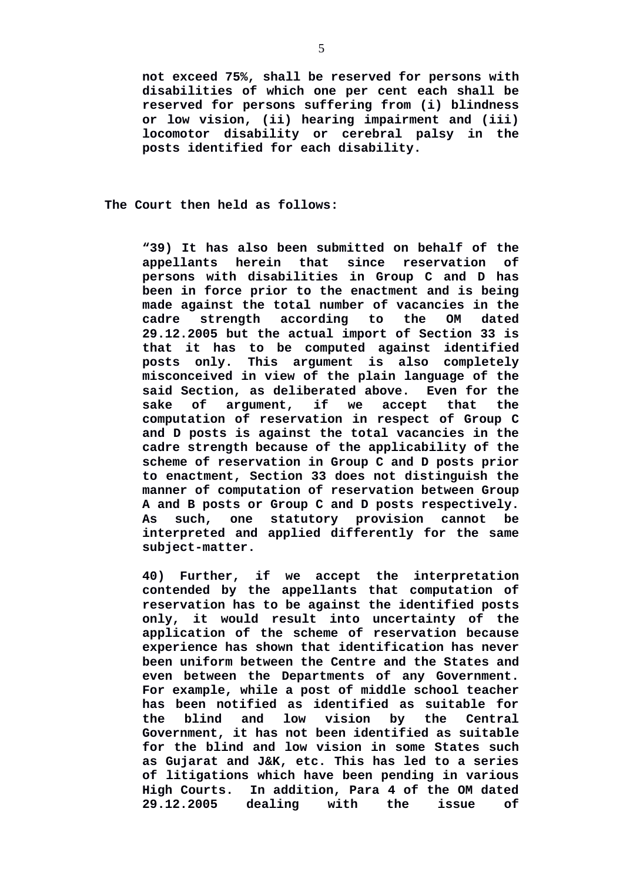> **not exceed 75%, shall be reserved for persons with disabilities of which one per cent each shall be reserved for persons suffering from (i) blindness or low vision, (ii) hearing impairment and (iii) locomotor disability or cerebral palsy in the posts identified for each disability.**

**The Court then held as follows:**

> **"39) It has also been submitted on behalf of the appellants herein that since reservation of persons with disabilities in Group C and D has been in force prior to the enactment and is being made against the total number of vacancies in the cadre strength according to the OM dated 29.12.2005 but the actual import of Section 33 is that it has to be computed against identified posts only. This argument is also completely misconceived in view of the plain language of the said Section, as deliberated above. Even for the sake of argument, if we accept that the computation of reservation in respect of Group C and D posts is against the total vacancies in the cadre strength because of the applicability of the scheme of reservation in Group C and D posts prior to enactment, Section 33 does not distinguish the manner of computation of reservation between Group A and B posts or Group C and D posts respectively. As such, one statutory provision cannot be interpreted and applied differently for the same subject-matter.**
>
> **40) Further, if we accept the interpretation contended by the appellants that computation of reservation has to be against the identified posts only, it would result into uncertainty of the application of the scheme of reservation because experience has shown that identification has never been uniform between the Centre and the States and even between the Departments of any Government. For example, while a post of middle school teacher has been notified as identified as suitable for the blind and low vision by the Central Government, it has not been identified as suitable for the blind and low vision in some States such as Gujarat and J&K, etc. This has led to a series of litigations which have been pending in various High Courts. In addition, Para 4 of the OM dated 29.12.2005 dealing with the issue of**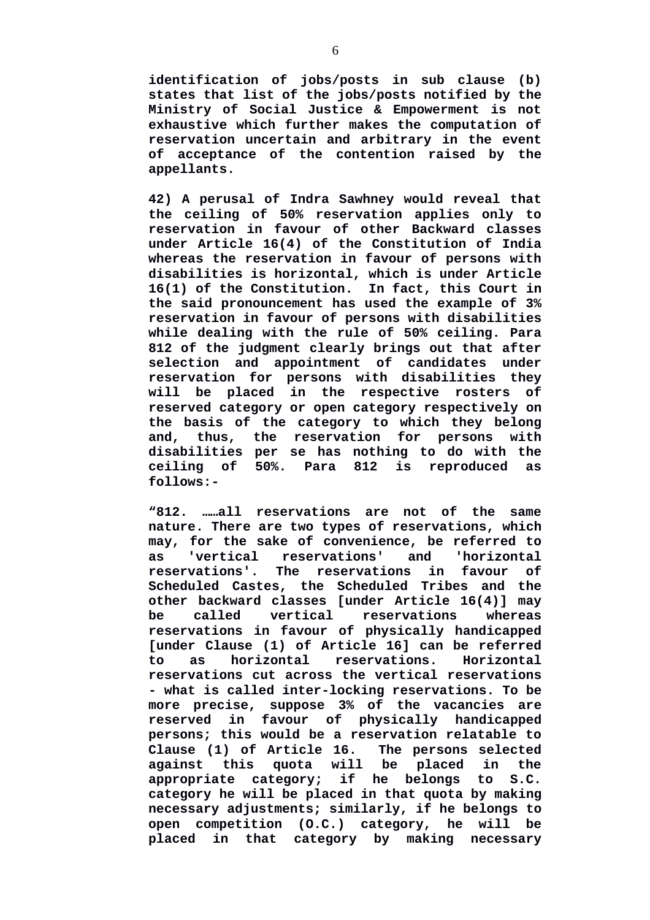identification of jobs/posts in sub clause (b) states that list of the jobs/posts notified by the Ministry of Social Justice & Empowerment is not exhaustive which further makes the computation of reservation uncertain and arbitrary in the event of acceptance of the contention raised by the appellants.

42) A perusal of Indra Sawhney would reveal that the ceiling of 50% reservation applies only to reservation in favour of other Backward classes under Article 16(4) of the Constitution of India whereas the reservation in favour of persons with disabilities is horizontal, which is under Article 16(1) of the Constitution. In fact, this Court in the said pronouncement has used the example of 3% reservation in favour of persons with disabilities while dealing with the rule of 50% ceiling. Para 812 of the judgment clearly brings out that after selection and appointment of candidates under reservation for persons with disabilities they will be placed in the respective rosters of reserved category or open category respectively on the basis of the category to which they belong and, thus, the reservation for persons with disabilities per se has nothing to do with the ceiling of 50%. Para 812 is reproduced as follows:-

"812. ……all reservations are not of the same nature. There are two types of reservations, which may, for the sake of convenience, be referred to as 'vertical reservations' and 'horizontal reservations'. The reservations in favour of Scheduled Castes, the Scheduled Tribes and the other backward classes [under Article 16(4)] may be called vertical reservations whereas reservations in favour of physically handicapped [under Clause (1) of Article 16] can be referred to as horizontal reservations. Horizontal reservations cut across the vertical reservations - what is called inter-locking reservations. To be more precise, suppose 3% of the vacancies are reserved in favour of physically handicapped persons; this would be a reservation relatable to Clause (1) of Article 16. The persons selected against this quota will be placed in the appropriate category; if he belongs to S.C. category he will be placed in that quota by making necessary adjustments; similarly, if he belongs to open competition (O.C.) category, he will be placed in that category by making necessary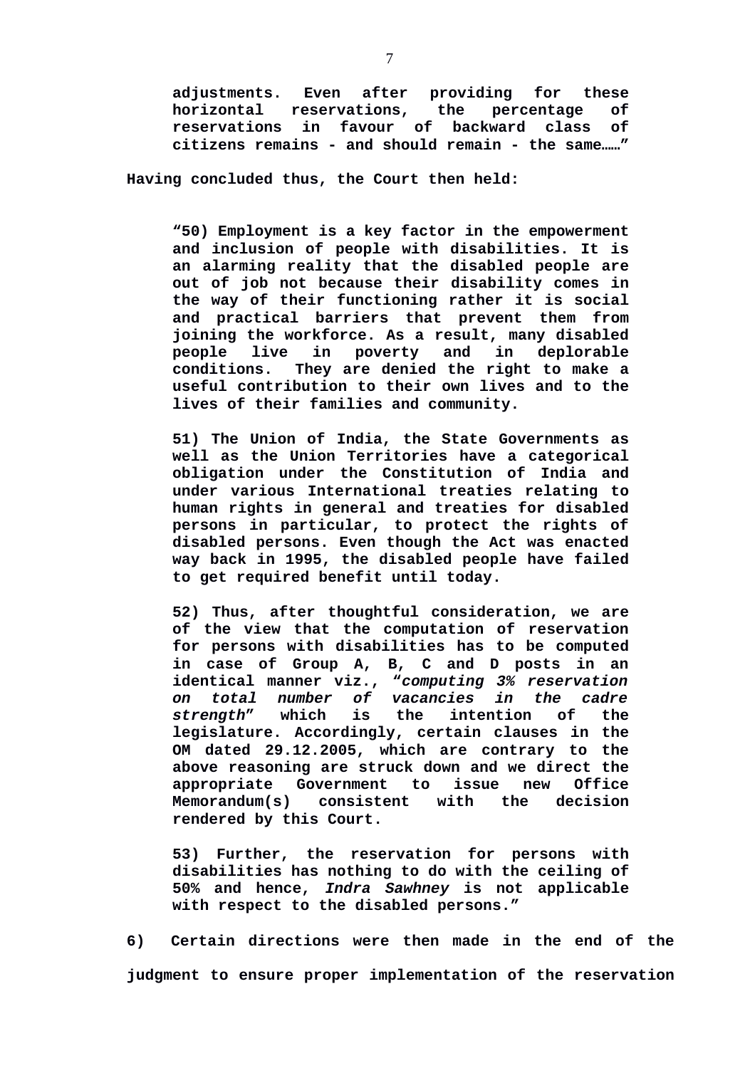> **adjustments. Even after providing for these horizontal reservations, the percentage of reservations in favour of backward class of citizens remains - and should remain - the same……"**

**Having concluded thus, the Court then held:**

> **"50) Employment is a key factor in the empowerment and inclusion of people with disabilities. It is an alarming reality that the disabled people are out of job not because their disability comes in the way of their functioning rather it is social and practical barriers that prevent them from joining the workforce. As a result, many disabled people live in poverty and in deplorable conditions. They are denied the right to make a useful contribution to their own lives and to the lives of their families and community.**
>
> **51) The Union of India, the State Governments as well as the Union Territories have a categorical obligation under the Constitution of India and under various International treaties relating to human rights in general and treaties for disabled persons in particular, to protect the rights of disabled persons. Even though the Act was enacted way back in 1995, the disabled people have failed to get required benefit until today.**
>
> **52) Thus, after thoughtful consideration, we are of the view that the computation of reservation for persons with disabilities has to be computed in case of Group A, B, C and D posts in an identical manner viz., "*computing 3% reservation on total number of vacancies in the cadre strength*" which is the intention of the legislature. Accordingly, certain clauses in the OM dated 29.12.2005, which are contrary to the above reasoning are struck down and we direct the appropriate Government to issue new Office Memorandum(s) consistent with the decision rendered by this Court.**
>
> **53) Further, the reservation for persons with disabilities has nothing to do with the ceiling of 50% and hence, *Indra Sawhney* is not applicable with respect to the disabled persons."**

**6) Certain directions were then made in the end of the judgment to ensure proper implementation of the reservation**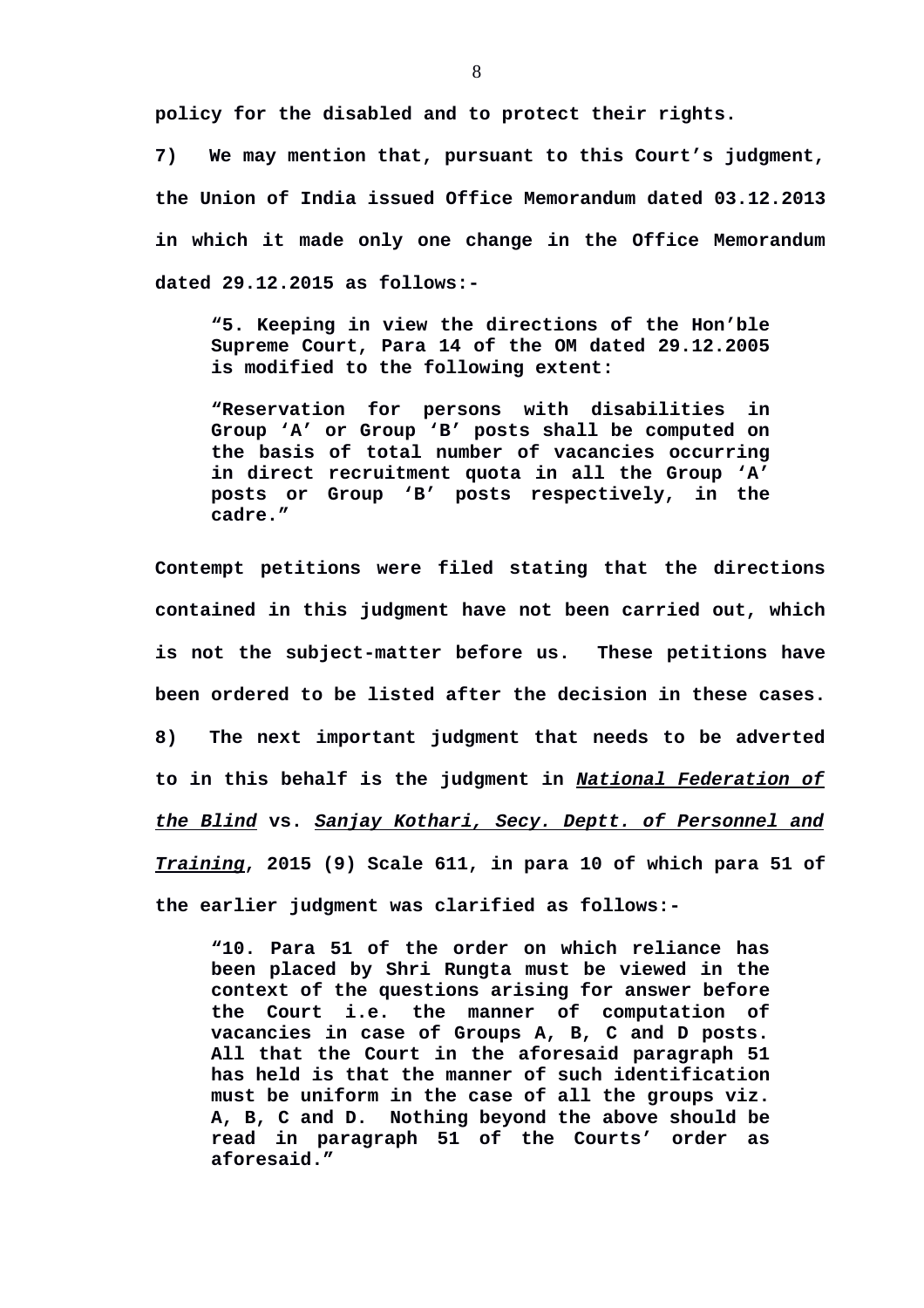**policy for the disabled and to protect their rights.**

**7) We may mention that, pursuant to this Court's judgment, the Union of India issued Office Memorandum dated 03.12.2013 in which it made only one change in the Office Memorandum dated 29.12.2015 as follows:-**

> **"5. Keeping in view the directions of the Hon'ble Supreme Court, Para 14 of the OM dated 29.12.2005 is modified to the following extent:**
>
> **"Reservation for persons with disabilities in Group 'A' or Group 'B' posts shall be computed on the basis of total number of vacancies occurring in direct recruitment quota in all the Group 'A' posts or Group 'B' posts respectively, in the cadre."**

**Contempt petitions were filed stating that the directions contained in this judgment have not been carried out, which is not the subject-matter before us. These petitions have been ordered to be listed after the decision in these cases.**

**8) The next important judgment that needs to be adverted to in this behalf is the judgment in *__National Federation of the Blind__* vs. *__Sanjay Kothari, Secy. Deptt. of Personnel and Training__*, 2015 (9) Scale 611, in para 10 of which para 51 of the earlier judgment was clarified as follows:-**

> **"10. Para 51 of the order on which reliance has been placed by Shri Rungta must be viewed in the context of the questions arising for answer before the Court i.e. the manner of computation of vacancies in case of Groups A, B, C and D posts. All that the Court in the aforesaid paragraph 51 has held is that the manner of such identification must be uniform in the case of all the groups viz. A, B, C and D. Nothing beyond the above should be read in paragraph 51 of the Courts' order as aforesaid."**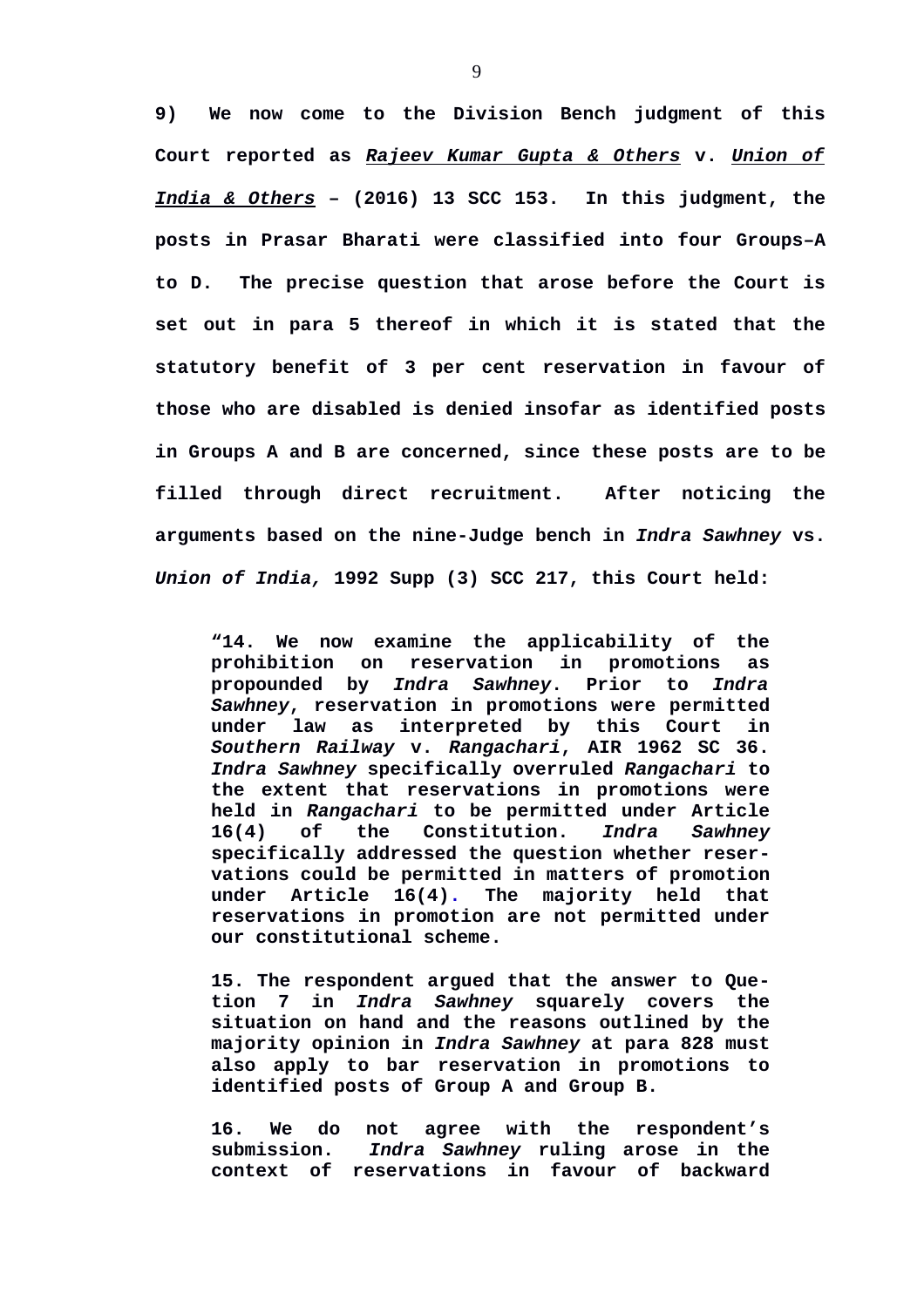**9) We now come to the Division Bench judgment of this Court reported as *Rajeev Kumar Gupta & Others* v. *Union of India & Others* – (2016) 13 SCC 153. In this judgment, the posts in Prasar Bharati were classified into four Groups–A to D. The precise question that arose before the Court is set out in para 5 thereof in which it is stated that the statutory benefit of 3 per cent reservation in favour of those who are disabled is denied insofar as identified posts in Groups A and B are concerned, since these posts are to be filled through direct recruitment. After noticing the arguments based on the nine-Judge bench in *Indra Sawhney* vs. *Union of India,* 1992 Supp (3) SCC 217, this Court held:**

> **"14. We now examine the applicability of the prohibition on reservation in promotions as propounded by *Indra Sawhney*. Prior to *Indra Sawhney*, reservation in promotions were permitted under law as interpreted by this Court in *Southern Railway* v. *Rangachari*, AIR 1962 SC 36. *Indra Sawhney* specifically overruled *Rangachari* to the extent that reservations in promotions were held in *Rangachari* to be permitted under Article 16(4) of the Constitution. *Indra Sawhney* specifically addressed the question whether reservations could be permitted in matters of promotion under Article 16(4). The majority held that reservations in promotion are not permitted under our constitutional scheme.**
>
> **15. The respondent argued that the answer to Quetion 7 in *Indra Sawhney* squarely covers the situation on hand and the reasons outlined by the majority opinion in *Indra Sawhney* at para 828 must also apply to bar reservation in promotions to identified posts of Group A and Group B.**
>
> **16. We do not agree with the respondent's submission. *Indra Sawhney* ruling arose in the context of reservations in favour of backward**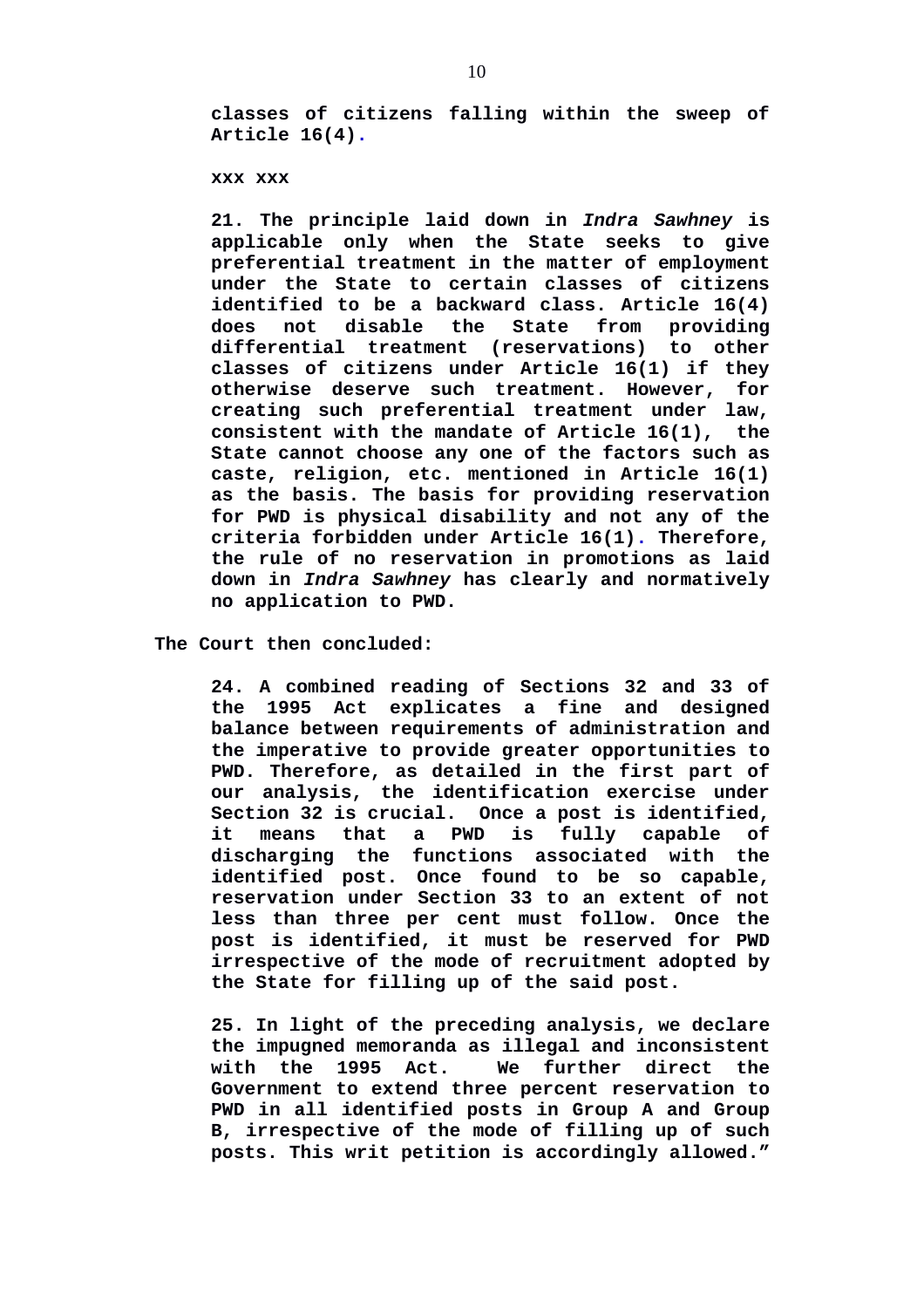**classes of citizens falling within the sweep of Article 16(4).**

**xxx xxx**

**21. The principle laid down in *Indra Sawhney* is applicable only when the State seeks to give preferential treatment in the matter of employment under the State to certain classes of citizens identified to be a backward class. Article 16(4) does not disable the State from providing differential treatment (reservations) to other classes of citizens under Article 16(1) if they otherwise deserve such treatment. However, for creating such preferential treatment under law, consistent with the mandate of Article 16(1), the State cannot choose any one of the factors such as caste, religion, etc. mentioned in Article 16(1) as the basis. The basis for providing reservation for PWD is physical disability and not any of the criteria forbidden under Article 16(1). Therefore, the rule of no reservation in promotions as laid down in *Indra Sawhney* has clearly and normatively no application to PWD.**

**The Court then concluded:**

**24. A combined reading of Sections 32 and 33 of the 1995 Act explicates a fine and designed balance between requirements of administration and the imperative to provide greater opportunities to PWD. Therefore, as detailed in the first part of our analysis, the identification exercise under Section 32 is crucial. Once a post is identified, it means that a PWD is fully capable of discharging the functions associated with the identified post. Once found to be so capable, reservation under Section 33 to an extent of not less than three per cent must follow. Once the post is identified, it must be reserved for PWD irrespective of the mode of recruitment adopted by the State for filling up of the said post.**

**25. In light of the preceding analysis, we declare the impugned memoranda as illegal and inconsistent with the 1995 Act. We further direct the Government to extend three percent reservation to PWD in all identified posts in Group A and Group B, irrespective of the mode of filling up of such posts. This writ petition is accordingly allowed."**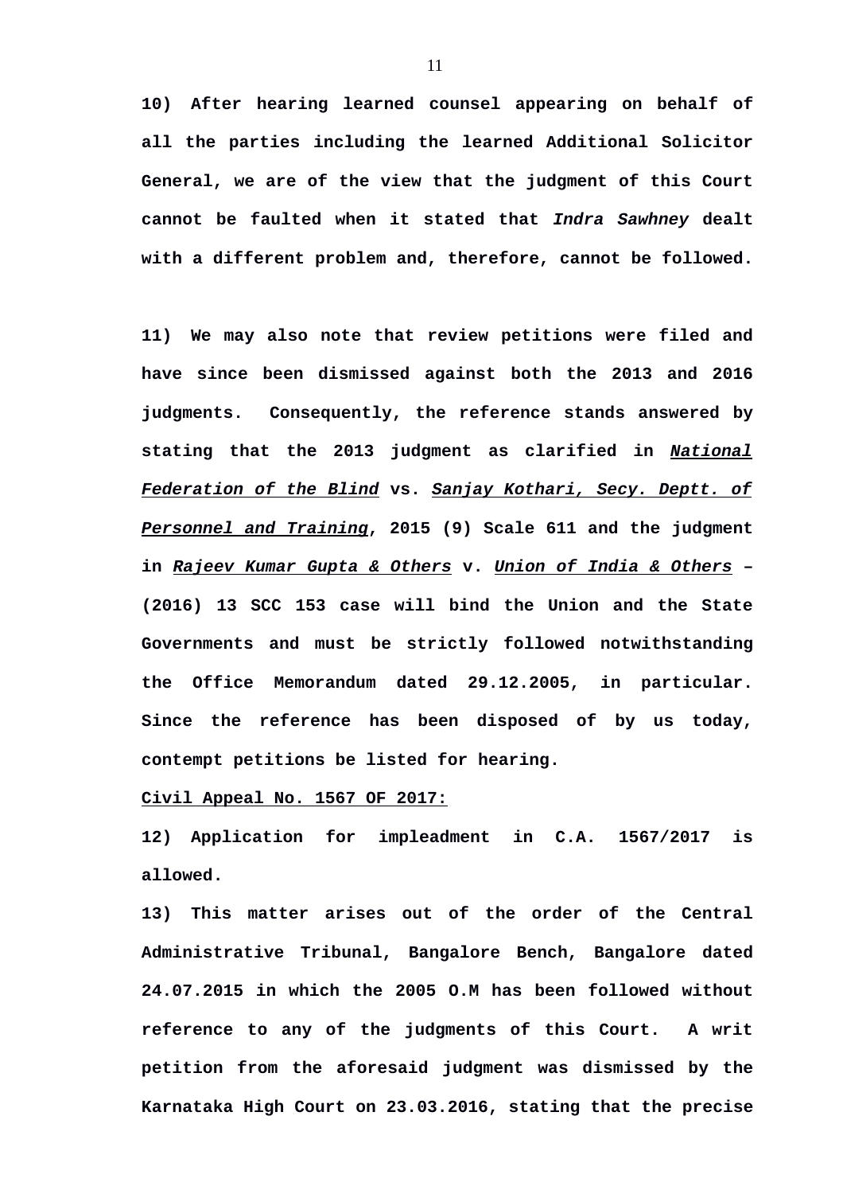**10) After hearing learned counsel appearing on behalf of all the parties including the learned Additional Solicitor General, we are of the view that the judgment of this Court cannot be faulted when it stated that *Indra Sawhney* dealt with a different problem and, therefore, cannot be followed.**

**11) We may also note that review petitions were filed and have since been dismissed against both the 2013 and 2016 judgments. Consequently, the reference stands answered by stating that the 2013 judgment as clarified in *National Federation of the Blind* vs. *Sanjay Kothari, Secy. Deptt. of Personnel and Training*, 2015 (9) Scale 611 and the judgment in *Rajeev Kumar Gupta & Others* v. *Union of India & Others* – (2016) 13 SCC 153 case will bind the Union and the State Governments and must be strictly followed notwithstanding the Office Memorandum dated 29.12.2005, in particular. Since the reference has been disposed of by us today, contempt petitions be listed for hearing.**

**Civil Appeal No. 1567 OF 2017:**

**12) Application for impleadment in C.A. 1567/2017 is allowed.**

**13) This matter arises out of the order of the Central Administrative Tribunal, Bangalore Bench, Bangalore dated 24.07.2015 in which the 2005 O.M has been followed without reference to any of the judgments of this Court. A writ petition from the aforesaid judgment was dismissed by the Karnataka High Court on 23.03.2016, stating that the precise**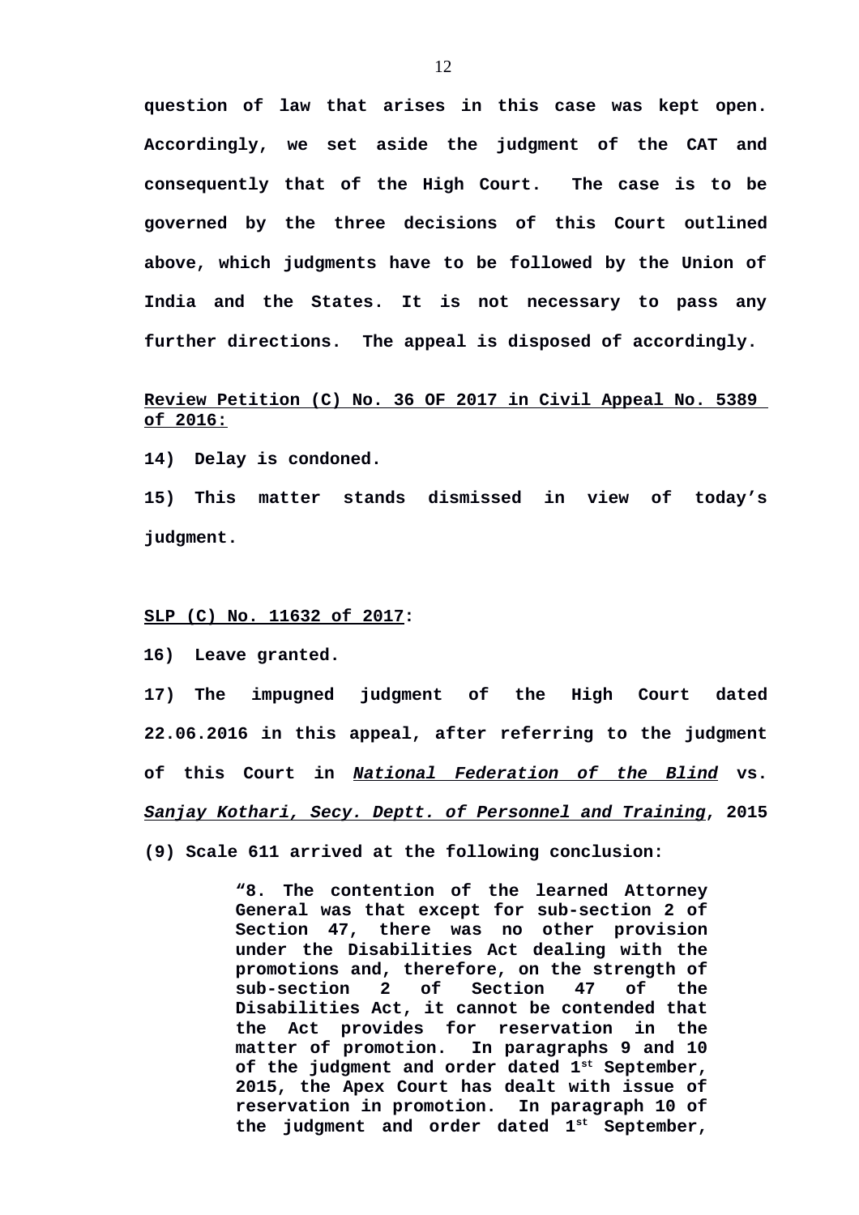**question of law that arises in this case was kept open. Accordingly, we set aside the judgment of the CAT and consequently that of the High Court. The case is to be governed by the three decisions of this Court outlined above, which judgments have to be followed by the Union of India and the States. It is not necessary to pass any further directions. The appeal is disposed of accordingly.**

**<u>Review Petition (C) No. 36 OF 2017 in Civil Appeal No. 5389 of 2016:</u>**

**14) Delay is condoned.**

**15) This matter stands dismissed in view of today's judgment.**

**<u>SLP (C) No. 11632 of 2017</u>:**

**16) Leave granted.**

**17) The impugned judgment of the High Court dated 22.06.2016 in this appeal, after referring to the judgment of this Court in *<u>National Federation of the Blind</u>* vs. *<u>Sanjay Kothari, Secy. Deptt. of Personnel and Training</u>*, 2015 (9) Scale 611 arrived at the following conclusion:**

> **"8. The contention of the learned Attorney General was that except for sub-section 2 of Section 47, there was no other provision under the Disabilities Act dealing with the promotions and, therefore, on the strength of sub-section 2 of Section 47 of the Disabilities Act, it cannot be contended that the Act provides for reservation in the matter of promotion. In paragraphs 9 and 10 of the judgment and order dated 1st September, 2015, the Apex Court has dealt with issue of reservation in promotion. In paragraph 10 of the judgment and order dated 1st September,**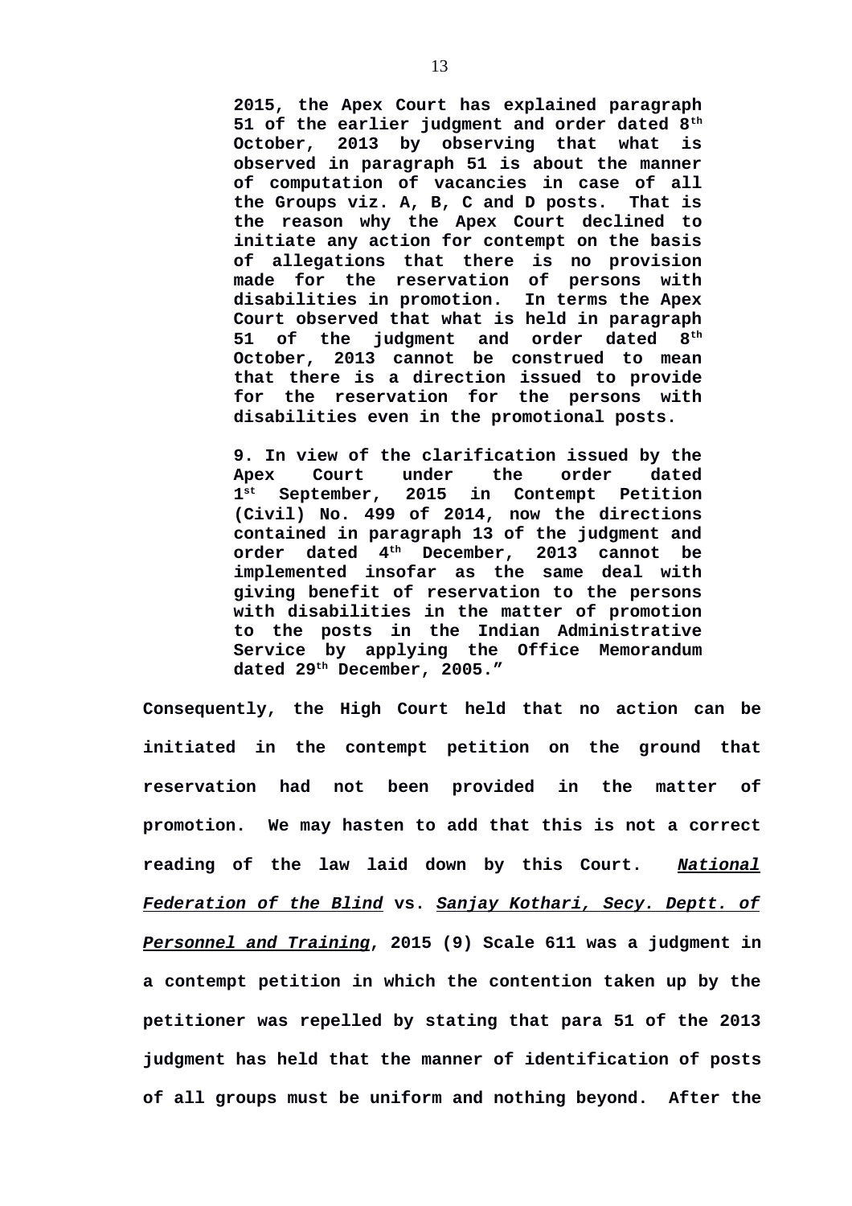> **2015, the Apex Court has explained paragraph 51 of the earlier judgment and order dated 8th October, 2013 by observing that what is observed in paragraph 51 is about the manner of computation of vacancies in case of all the Groups viz. A, B, C and D posts. That is the reason why the Apex Court declined to initiate any action for contempt on the basis of allegations that there is no provision made for the reservation of persons with disabilities in promotion. In terms the Apex Court observed that what is held in paragraph 51 of the judgment and order dated 8th October, 2013 cannot be construed to mean that there is a direction issued to provide for the reservation for the persons with disabilities even in the promotional posts.**
>
> **9. In view of the clarification issued by the Apex Court under the order dated 1st September, 2015 in Contempt Petition (Civil) No. 499 of 2014, now the directions contained in paragraph 13 of the judgment and order dated 4th December, 2013 cannot be implemented insofar as the same deal with giving benefit of reservation to the persons with disabilities in the matter of promotion to the posts in the Indian Administrative Service by applying the Office Memorandum dated 29th December, 2005."**

**Consequently, the High Court held that no action can be initiated in the contempt petition on the ground that reservation had not been provided in the matter of promotion. We may hasten to add that this is not a correct reading of the law laid down by this Court. *National Federation of the Blind* vs. *Sanjay Kothari, Secy. Deptt. of Personnel and Training*, 2015 (9) Scale 611 was a judgment in a contempt petition in which the contention taken up by the petitioner was repelled by stating that para 51 of the 2013 judgment has held that the manner of identification of posts of all groups must be uniform and nothing beyond. After the**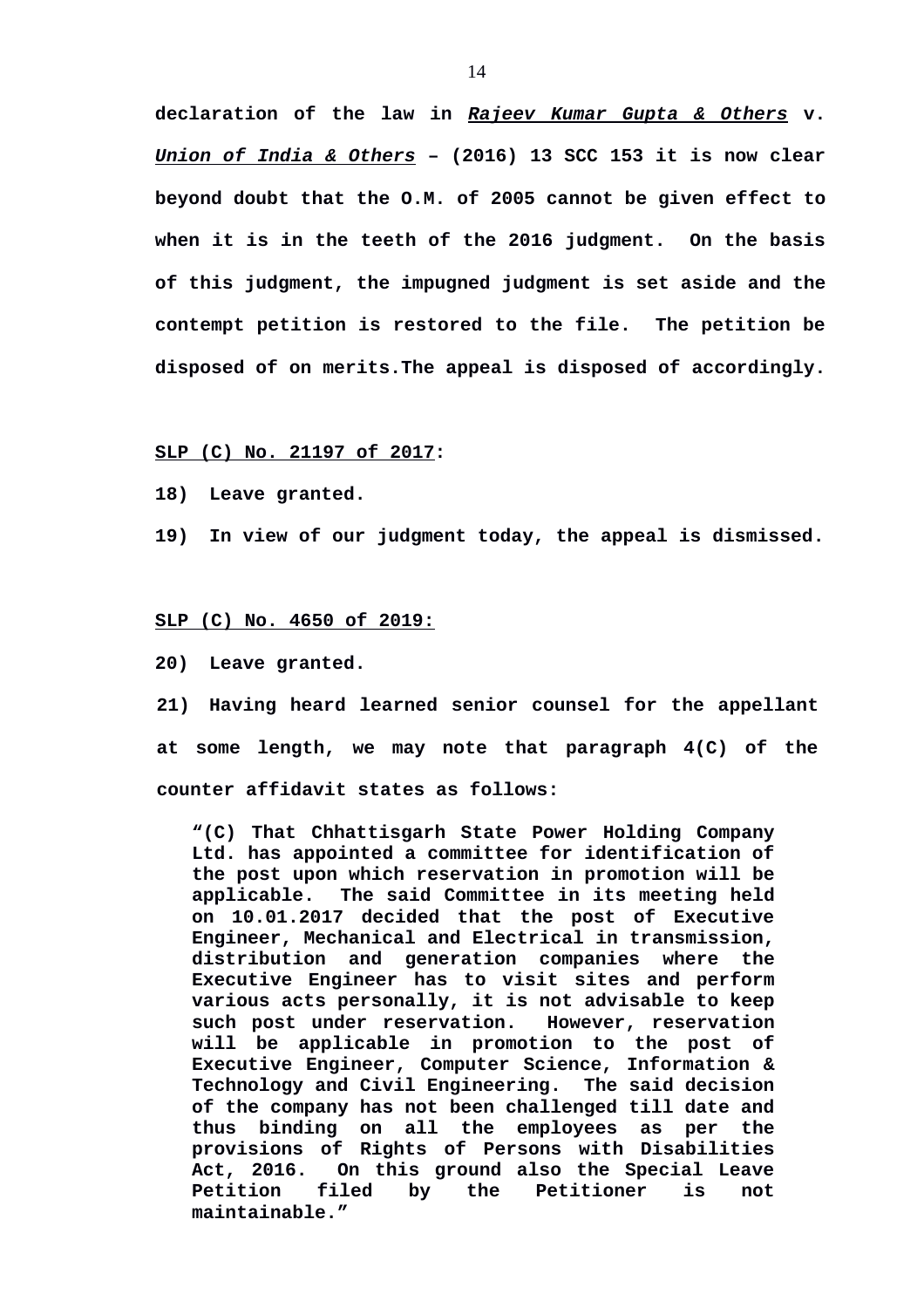**declaration of the law in *Rajeev Kumar Gupta & Others* v. *Union of India & Others* – (2016) 13 SCC 153 it is now clear beyond doubt that the O.M. of 2005 cannot be given effect to when it is in the teeth of the 2016 judgment. On the basis of this judgment, the impugned judgment is set aside and the contempt petition is restored to the file. The petition be disposed of on merits.The appeal is disposed of accordingly.**

**SLP (C) No. 21197 of 2017:**

**18) Leave granted.**

**19) In view of our judgment today, the appeal is dismissed.**

**SLP (C) No. 4650 of 2019:**

**20) Leave granted.**

**21) Having heard learned senior counsel for the appellant at some length, we may note that paragraph 4(C) of the counter affidavit states as follows:**

> **"(C) That Chhattisgarh State Power Holding Company Ltd. has appointed a committee for identification of the post upon which reservation in promotion will be applicable. The said Committee in its meeting held on 10.01.2017 decided that the post of Executive Engineer, Mechanical and Electrical in transmission, distribution and generation companies where the Executive Engineer has to visit sites and perform various acts personally, it is not advisable to keep such post under reservation. However, reservation will be applicable in promotion to the post of Executive Engineer, Computer Science, Information & Technology and Civil Engineering. The said decision of the company has not been challenged till date and thus binding on all the employees as per the provisions of Rights of Persons with Disabilities Act, 2016. On this ground also the Special Leave Petition filed by the Petitioner is not maintainable."**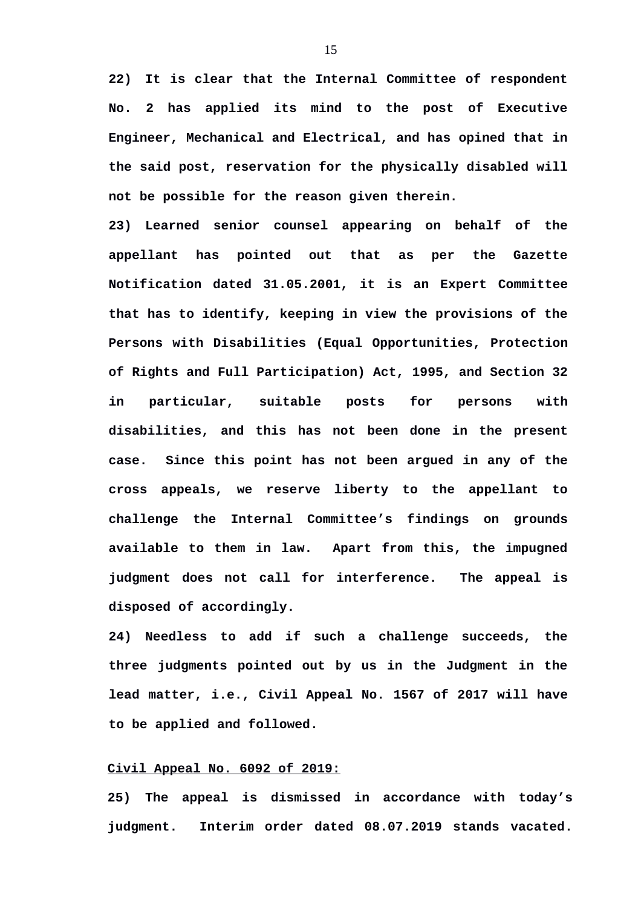**22) It is clear that the Internal Committee of respondent No. 2 has applied its mind to the post of Executive Engineer, Mechanical and Electrical, and has opined that in the said post, reservation for the physically disabled will not be possible for the reason given therein.**

**23) Learned senior counsel appearing on behalf of the appellant has pointed out that as per the Gazette Notification dated 31.05.2001, it is an Expert Committee that has to identify, keeping in view the provisions of the Persons with Disabilities (Equal Opportunities, Protection of Rights and Full Participation) Act, 1995, and Section 32 in particular, suitable posts for persons with disabilities, and this has not been done in the present case. Since this point has not been argued in any of the cross appeals, we reserve liberty to the appellant to challenge the Internal Committee's findings on grounds available to them in law. Apart from this, the impugned judgment does not call for interference. The appeal is disposed of accordingly.**

**24) Needless to add if such a challenge succeeds, the three judgments pointed out by us in the Judgment in the lead matter, i.e., Civil Appeal No. 1567 of 2017 will have to be applied and followed.**

**<u>Civil Appeal No. 6092 of 2019:</u>**

**25) The appeal is dismissed in accordance with today's judgment. Interim order dated 08.07.2019 stands vacated.**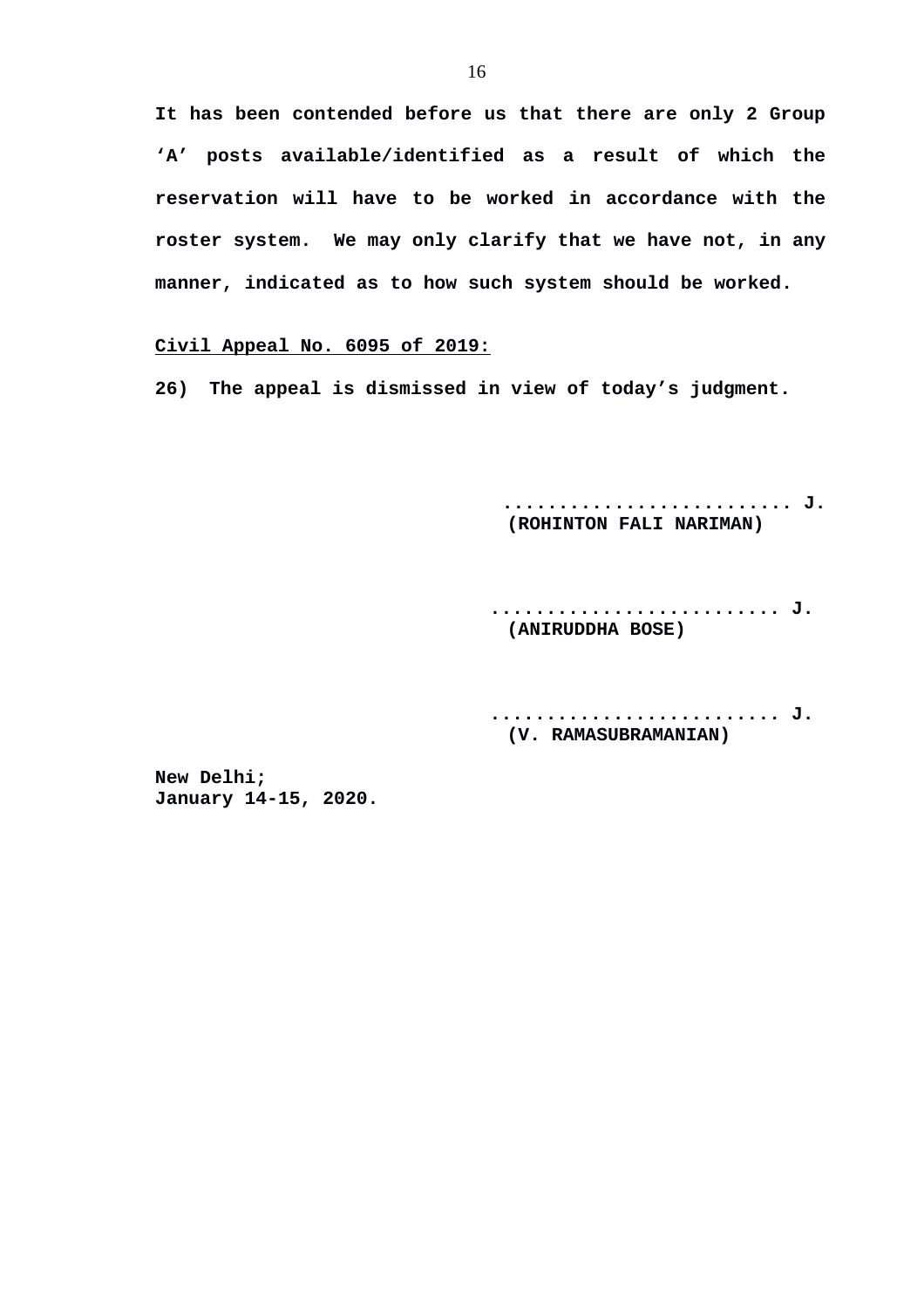**It has been contended before us that there are only 2 Group 'A' posts available/identified as a result of which the reservation will have to be worked in accordance with the roster system. We may only clarify that we have not, in any manner, indicated as to how such system should be worked.**

**Civil Appeal No. 6095 of 2019:**

**26) The appeal is dismissed in view of today's judgment.**

**......................... J.**
**(ROHINTON FALI NARIMAN)**

**......................... J.**
**(ANIRUDDHA BOSE)**

**......................... J.**
**(V. RAMASUBRAMANIAN)**

**New Delhi;**
**January 14-15, 2020.**